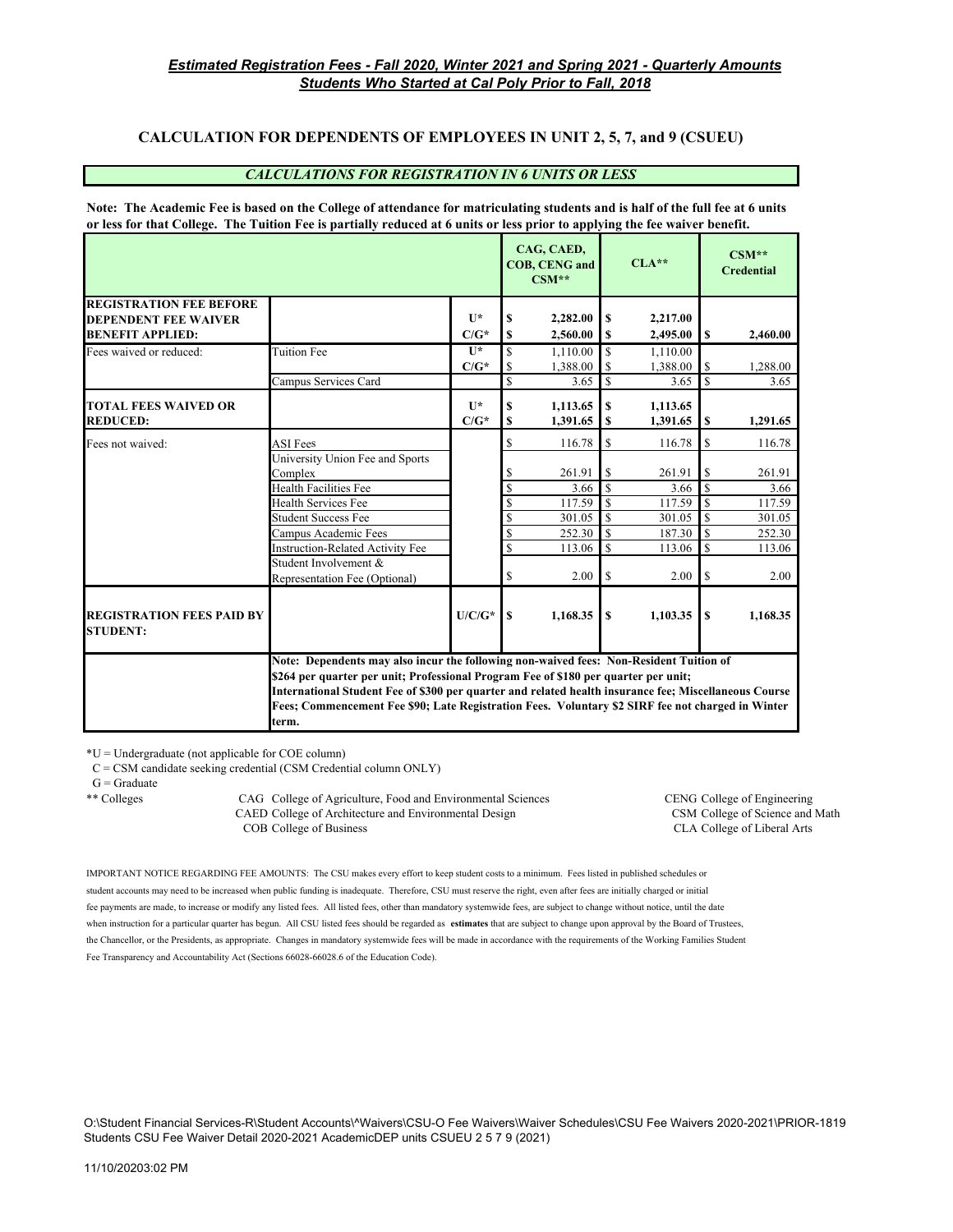***Estimated Registration Fees - Fall 2020, Winter 2021 and Spring 2021 - Quarterly Amounts***
***Students Who Started at Cal Poly Prior to Fall, 2018***

## CALCULATION FOR DEPENDENTS OF EMPLOYEES IN UNIT 2, 5, 7, and 9 (CSUEU)

***CALCULATIONS FOR REGISTRATION IN 6 UNITS OR LESS***

**Note: The Academic Fee is based on the College of attendance for matriculating students and is half of the full fee at 6 units or less for that College. The Tuition Fee is partially reduced at 6 units or less prior to applying the fee waiver benefit.**

| | | | CAG, CAED, COB, CENG and CSM** | CLA** | CSM** Credential |
|---|---|---|---|---|---|
| **REGISTRATION FEE BEFORE DEPENDENT FEE WAIVER BENEFIT APPLIED:** | | **U*** | **$ 2,282.00** | **$ 2,217.00** | |
| | | **C/G*** | **$ 2,560.00** | **$ 2,495.00** | **$ 2,460.00** |
| Fees waived or reduced: | Tuition Fee | **U*** | $ 1,110.00 | $ 1,110.00 | |
| | | **C/G*** | $ 1,388.00 | $ 1,388.00 | $ 1,288.00 |
| | Campus Services Card | | $ 3.65 | $ 3.65 | $ 3.65 |
| **TOTAL FEES WAIVED OR REDUCED:** | | **U*** | **$ 1,113.65** | **$ 1,113.65** | |
| | | **C/G*** | **$ 1,391.65** | **$ 1,391.65** | **$ 1,291.65** |
| Fees not waived: | ASI Fees | | $ 116.78 | $ 116.78 | $ 116.78 |
| | University Union Fee and Sports Complex | | $ 261.91 | $ 261.91 | $ 261.91 |
| | Health Facilities Fee | | $ 3.66 | $ 3.66 | $ 3.66 |
| | Health Services Fee | | $ 117.59 | $ 117.59 | $ 117.59 |
| | Student Success Fee | | $ 301.05 | $ 301.05 | $ 301.05 |
| | Campus Academic Fees | | $ 252.30 | $ 187.30 | $ 252.30 |
| | Instruction-Related Activity Fee | | $ 113.06 | $ 113.06 | $ 113.06 |
| | Student Involvement & Representation Fee (Optional) | | $ 2.00 | $ 2.00 | $ 2.00 |
| **REGISTRATION FEES PAID BY STUDENT:** | | **U/C/G*** | **$ 1,168.35** | **$ 1,103.35** | **$ 1,168.35** |
| | **Note: Dependents may also incur the following non-waived fees: Non-Resident Tuition of $264 per quarter per unit; Professional Program Fee of $180 per quarter per unit; International Student Fee of $300 per quarter and related health insurance fee; Miscellaneous Course Fees; Commencement Fee $90; Late Registration Fees. Voluntary $2 SIRF fee not charged in Winter term.** | | | | |

*U = Undergraduate (not applicable for COE column)
C = CSM candidate seeking credential (CSM Credential column ONLY)
G = Graduate

** Colleges

- CAG College of Agriculture, Food and Environmental Sciences
- CAED College of Architecture and Environmental Design
- COB College of Business
- CENG College of Engineering
- CSM College of Science and Math
- CLA College of Liberal Arts

IMPORTANT NOTICE REGARDING FEE AMOUNTS: The CSU makes every effort to keep student costs to a minimum. Fees listed in published schedules or student accounts may need to be increased when public funding is inadequate. Therefore, CSU must reserve the right, even after fees are initially charged or initial fee payments are made, to increase or modify any listed fees. All listed fees, other than mandatory systemwide fees, are subject to change without notice, until the date when instruction for a particular quarter has begun. All CSU listed fees should be regarded as **estimates** that are subject to change upon approval by the Board of Trustees, the Chancellor, or the Presidents, as appropriate. Changes in mandatory systemwide fees will be made in accordance with the requirements of the Working Families Student Fee Transparency and Accountability Act (Sections 66028-66028.6 of the Education Code).

O:\Student Financial Services-R\Student Accounts\^Waivers\CSU-O Fee Waivers\Waiver Schedules\CSU Fee Waivers 2020-2021\PRIOR-1819 Students CSU Fee Waiver Detail 2020-2021 AcademicDEP units CSUEU 2 5 7 9 (2021)

11/10/20203:02 PM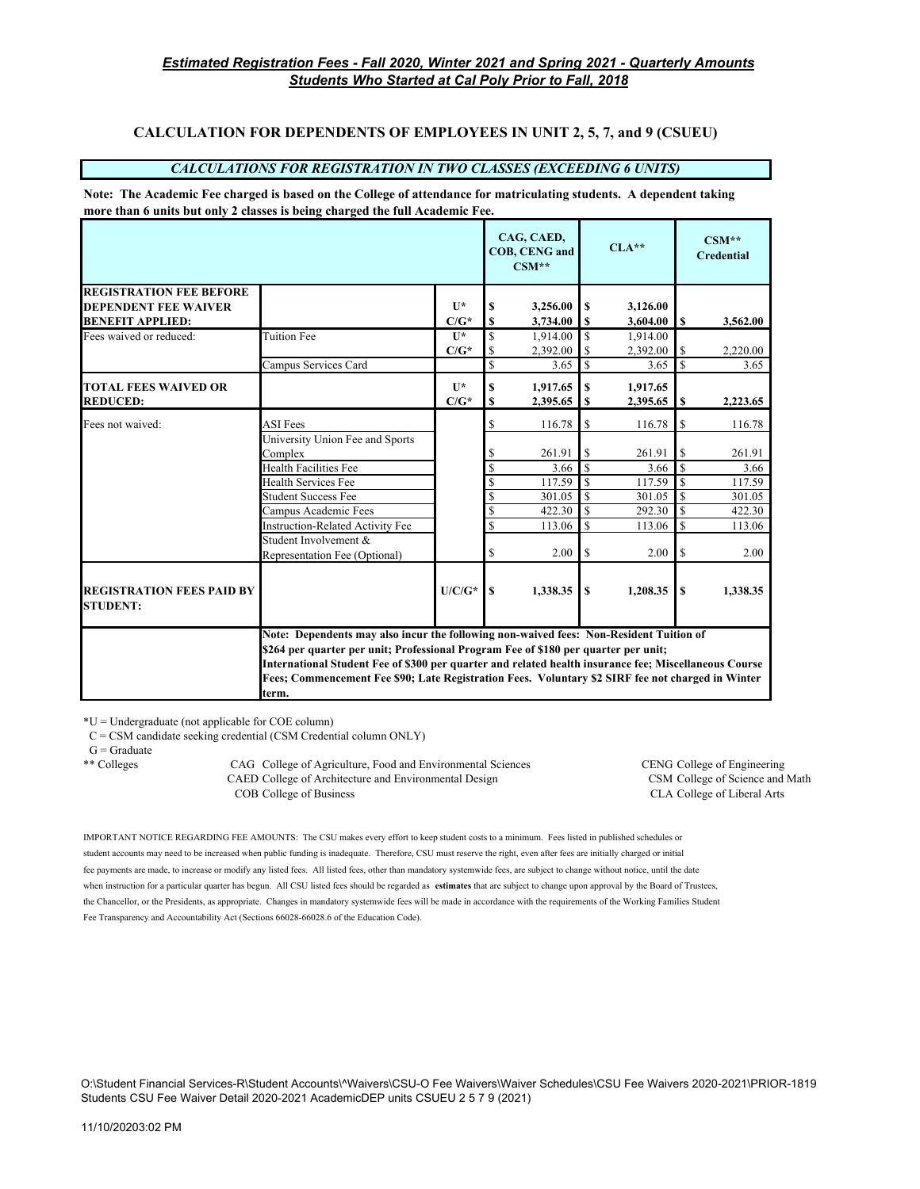## *Estimated Registration Fees - Fall 2020, Winter 2021 and Spring 2021 - Quarterly Amounts*
## *Students Who Started at Cal Poly Prior to Fall, 2018*

### CALCULATION FOR DEPENDENTS OF EMPLOYEES IN UNIT 2, 5, 7, and 9 (CSUEU)

***CALCULATIONS FOR REGISTRATION IN TWO CLASSES (EXCEEDING 6 UNITS)***

**Note: The Academic Fee charged is based on the College of attendance for matriculating students. A dependent taking more than 6 units but only 2 classes is being charged the full Academic Fee.**

| | | | CAG, CAED, COB, CENG and CSM** | CLA** | CSM** Credential |
|---|---|---|---|---|---|
| **REGISTRATION FEE BEFORE DEPENDENT FEE WAIVER BENEFIT APPLIED:** | | **U*** | **$ 3,256.00** | **$ 3,126.00** | |
| | | **C/G*** | **$ 3,734.00** | **$ 3,604.00** | **$ 3,562.00** |
| Fees waived or reduced: | Tuition Fee | **U*** | $ 1,914.00 | $ 1,914.00 | |
| | | **C/G*** | $ 2,392.00 | $ 2,392.00 | $ 2,220.00 |
| | Campus Services Card | | $ 3.65 | $ 3.65 | $ 3.65 |
| **TOTAL FEES WAIVED OR REDUCED:** | | **U*** | **$ 1,917.65** | **$ 1,917.65** | |
| | | **C/G*** | **$ 2,395.65** | **$ 2,395.65** | **$ 2,223.65** |
| Fees not waived: | ASI Fees | | $ 116.78 | $ 116.78 | $ 116.78 |
| | University Union Fee and Sports Complex | | $ 261.91 | $ 261.91 | $ 261.91 |
| | Health Facilities Fee | | $ 3.66 | $ 3.66 | $ 3.66 |
| | Health Services Fee | | $ 117.59 | $ 117.59 | $ 117.59 |
| | Student Success Fee | | $ 301.05 | $ 301.05 | $ 301.05 |
| | Campus Academic Fees | | $ 422.30 | $ 292.30 | $ 422.30 |
| | Instruction-Related Activity Fee | | $ 113.06 | $ 113.06 | $ 113.06 |
| | Student Involvement & Representation Fee (Optional) | | $ 2.00 | $ 2.00 | $ 2.00 |
| **REGISTRATION FEES PAID BY STUDENT:** | | **U/C/G*** | **$ 1,338.35** | **$ 1,208.35** | **$ 1,338.35** |
| | **Note: Dependents may also incur the following non-waived fees: Non-Resident Tuition of $264 per quarter per unit; Professional Program Fee of $180 per quarter per unit; International Student Fee of $300 per quarter and related health insurance fee; Miscellaneous Course Fees; Commencement Fee $90; Late Registration Fees. Voluntary $2 SIRF fee not charged in Winter term.** | | | | |

*U = Undergraduate (not applicable for COE column)
C = CSM candidate seeking credential (CSM Credential column ONLY)
G = Graduate

** Colleges

- CAG College of Agriculture, Food and Environmental Sciences
- CAED College of Architecture and Environmental Design
- COB College of Business
- CENG College of Engineering
- CSM College of Science and Math
- CLA College of Liberal Arts

IMPORTANT NOTICE REGARDING FEE AMOUNTS: The CSU makes every effort to keep student costs to a minimum. Fees listed in published schedules or student accounts may need to be increased when public funding is inadequate. Therefore, CSU must reserve the right, even after fees are initially charged or initial fee payments are made, to increase or modify any listed fees. All listed fees, other than mandatory systemwide fees, are subject to change without notice, until the date when instruction for a particular quarter has begun. All CSU listed fees should be regarded as **estimates** that are subject to change upon approval by the Board of Trustees, the Chancellor, or the Presidents, as appropriate. Changes in mandatory systemwide fees will be made in accordance with the requirements of the Working Families Student Fee Transparency and Accountability Act (Sections 66028-66028.6 of the Education Code).

O:\Student Financial Services-R\Student Accounts\^Waivers\CSU-O Fee Waivers\Waiver Schedules\CSU Fee Waivers 2020-2021\PRIOR-1819 Students CSU Fee Waiver Detail 2020-2021 AcademicDEP units CSUEU 2 5 7 9 (2021)

11/10/20203:02 PM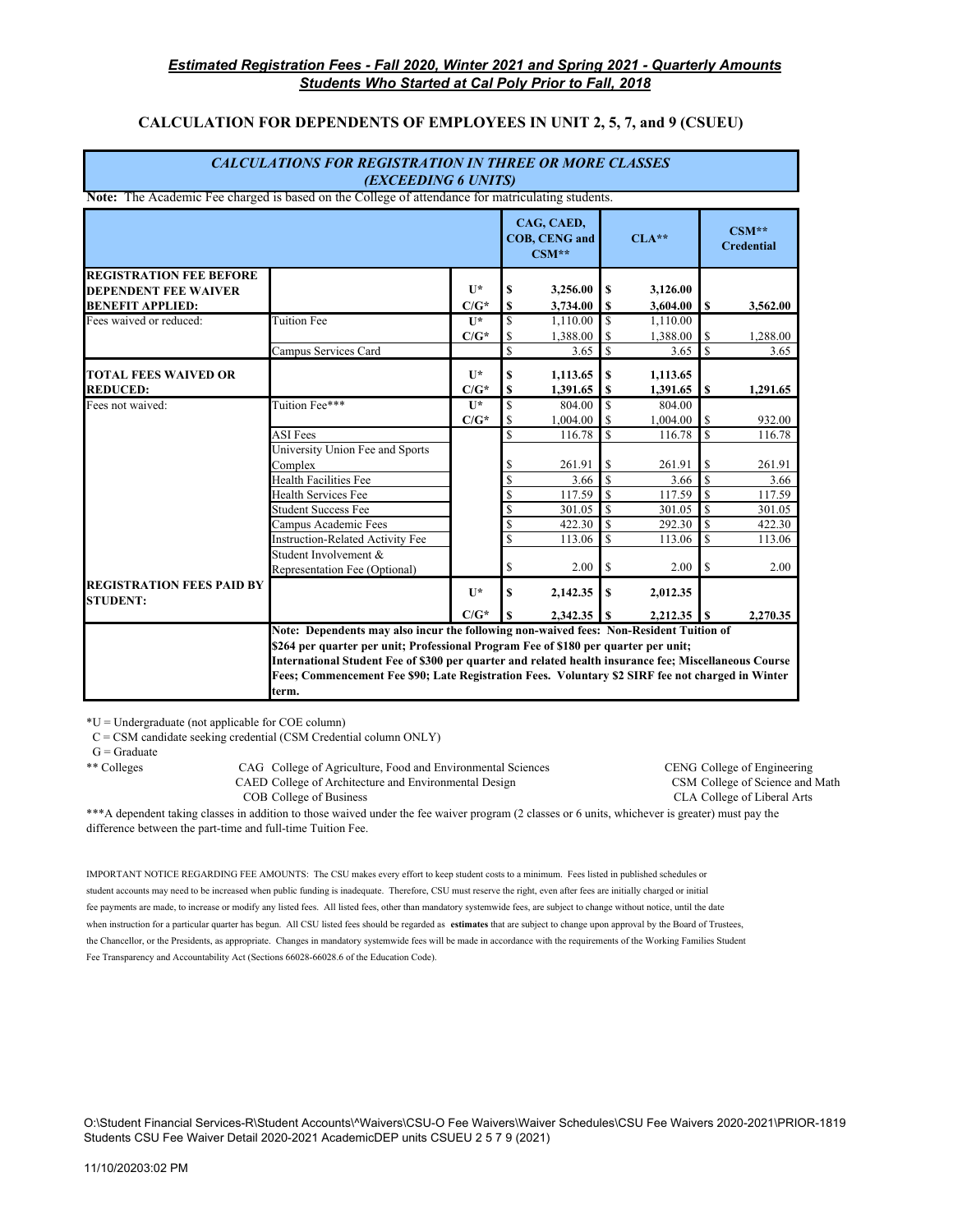***Estimated Registration Fees - Fall 2020, Winter 2021 and Spring 2021 - Quarterly Amounts***
***Students Who Started at Cal Poly Prior to Fall, 2018***

## CALCULATION FOR DEPENDENTS OF EMPLOYEES IN UNIT 2, 5, 7, and 9 (CSUEU)

***CALCULATIONS FOR REGISTRATION IN THREE OR MORE CLASSES (EXCEEDING 6 UNITS)***

**Note:** The Academic Fee charged is based on the College of attendance for matriculating students.

| | | | CAG, CAED, COB, CENG and CSM** | CLA** | CSM** Credential |
|---|---|---|---|---|---|
| **REGISTRATION FEE BEFORE DEPENDENT FEE WAIVER BENEFIT APPLIED:** | | **U*** | **$ 3,256.00** | **$ 3,126.00** | |
| | | **C/G*** | **$ 3,734.00** | **$ 3,604.00** | **$ 3,562.00** |
| Fees waived or reduced: | Tuition Fee | **U*** | $ 1,110.00 | $ 1,110.00 | |
| | | **C/G*** | $ 1,388.00 | $ 1,388.00 | $ 1,288.00 |
| | Campus Services Card | | $ 3.65 | $ 3.65 | $ 3.65 |
| **TOTAL FEES WAIVED OR REDUCED:** | | **U*** | **$ 1,113.65** | **$ 1,113.65** | |
| | | **C/G*** | **$ 1,391.65** | **$ 1,391.65** | **$ 1,291.65** |
| Fees not waived: | Tuition Fee*** | **U*** | $ 804.00 | $ 804.00 | |
| | | **C/G*** | $ 1,004.00 | $ 1,004.00 | $ 932.00 |
| | ASI Fees | | $ 116.78 | $ 116.78 | $ 116.78 |
| | University Union Fee and Sports Complex | | $ 261.91 | $ 261.91 | $ 261.91 |
| | Health Facilities Fee | | $ 3.66 | $ 3.66 | $ 3.66 |
| | Health Services Fee | | $ 117.59 | $ 117.59 | $ 117.59 |
| | Student Success Fee | | $ 301.05 | $ 301.05 | $ 301.05 |
| | Campus Academic Fees | | $ 422.30 | $ 292.30 | $ 422.30 |
| | Instruction-Related Activity Fee | | $ 113.06 | $ 113.06 | $ 113.06 |
| | Student Involvement & Representation Fee (Optional) | | $ 2.00 | $ 2.00 | $ 2.00 |
| **REGISTRATION FEES PAID BY STUDENT:** | | **U*** | **$ 2,142.35** | **$ 2,012.35** | |
| | | **C/G*** | **$ 2,342.35** | **$ 2,212.35** | **$ 2,270.35** |
| | **Note: Dependents may also incur the following non-waived fees: Non-Resident Tuition of $264 per quarter per unit; Professional Program Fee of $180 per quarter per unit; International Student Fee of $300 per quarter and related health insurance fee; Miscellaneous Course Fees; Commencement Fee $90; Late Registration Fees. Voluntary $2 SIRF fee not charged in Winter term.** | | | | |

*U = Undergraduate (not applicable for COE column)
C = CSM candidate seeking credential (CSM Credential column ONLY)
G = Graduate

** Colleges
CAG College of Agriculture, Food and Environmental Sciences
CAED College of Architecture and Environmental Design
COB College of Business
CENG College of Engineering
CSM College of Science and Math
CLA College of Liberal Arts

***A dependent taking classes in addition to those waived under the fee waiver program (2 classes or 6 units, whichever is greater) must pay the difference between the part-time and full-time Tuition Fee.

IMPORTANT NOTICE REGARDING FEE AMOUNTS: The CSU makes every effort to keep student costs to a minimum. Fees listed in published schedules or student accounts may need to be increased when public funding is inadequate. Therefore, CSU must reserve the right, even after fees are initially charged or initial fee payments are made, to increase or modify any listed fees. All listed fees, other than mandatory systemwide fees, are subject to change without notice, until the date when instruction for a particular quarter has begun. All CSU listed fees should be regarded as **estimates** that are subject to change upon approval by the Board of Trustees, the Chancellor, or the Presidents, as appropriate. Changes in mandatory systemwide fees will be made in accordance with the requirements of the Working Families Student Fee Transparency and Accountability Act (Sections 66028-66028.6 of the Education Code).

O:\Student Financial Services-R\Student Accounts\^Waivers\CSU-O Fee Waivers\Waiver Schedules\CSU Fee Waivers 2020-2021\PRIOR-1819 Students CSU Fee Waiver Detail 2020-2021 AcademicDEP units CSUEU 2 5 7 9 (2021)

11/10/20203:02 PM